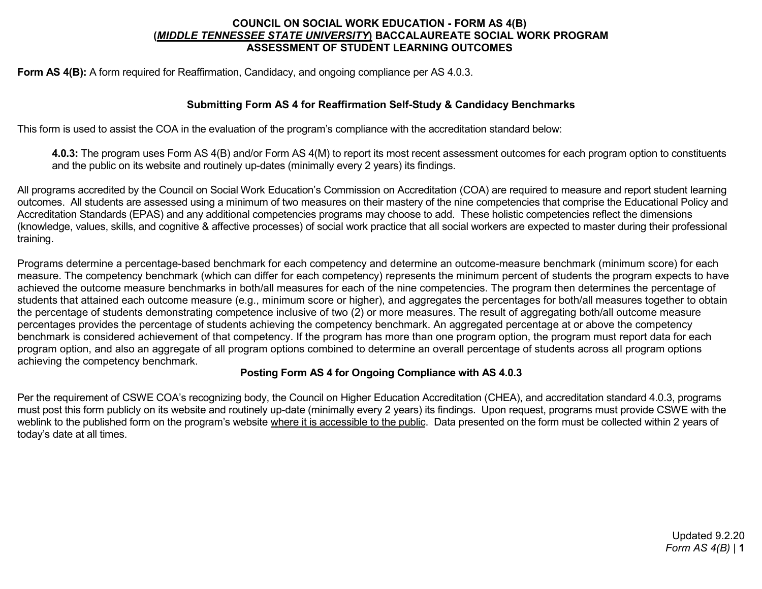# COUNCIL ON SOCIAL WORK EDUCATION - FORM AS 4(B)
# (*MIDDLE TENNESSEE STATE UNIVERSITY*) BACCALAUREATE SOCIAL WORK PROGRAM
# ASSESSMENT OF STUDENT LEARNING OUTCOMES

**Form AS 4(B):** A form required for Reaffirmation, Candidacy, and ongoing compliance per AS 4.0.3.

## Submitting Form AS 4 for Reaffirmation Self-Study & Candidacy Benchmarks

This form is used to assist the COA in the evaluation of the program's compliance with the accreditation standard below:

> **4.0.3:** The program uses Form AS 4(B) and/or Form AS 4(M) to report its most recent assessment outcomes for each program option to constituents and the public on its website and routinely up-dates (minimally every 2 years) its findings.

All programs accredited by the Council on Social Work Education's Commission on Accreditation (COA) are required to measure and report student learning outcomes. All students are assessed using a minimum of two measures on their mastery of the nine competencies that comprise the Educational Policy and Accreditation Standards (EPAS) and any additional competencies programs may choose to add. These holistic competencies reflect the dimensions (knowledge, values, skills, and cognitive & affective processes) of social work practice that all social workers are expected to master during their professional training.

Programs determine a percentage-based benchmark for each competency and determine an outcome-measure benchmark (minimum score) for each measure. The competency benchmark (which can differ for each competency) represents the minimum percent of students the program expects to have achieved the outcome measure benchmarks in both/all measures for each of the nine competencies. The program then determines the percentage of students that attained each outcome measure (e.g., minimum score or higher), and aggregates the percentages for both/all measures together to obtain the percentage of students demonstrating competence inclusive of two (2) or more measures. The result of aggregating both/all outcome measure percentages provides the percentage of students achieving the competency benchmark. An aggregated percentage at or above the competency benchmark is considered achievement of that competency. If the program has more than one program option, the program must report data for each program option, and also an aggregate of all program options combined to determine an overall percentage of students across all program options achieving the competency benchmark.

## Posting Form AS 4 for Ongoing Compliance with AS 4.0.3

Per the requirement of CSWE COA's recognizing body, the Council on Higher Education Accreditation (CHEA), and accreditation standard 4.0.3, programs must post this form publicly on its website and routinely up-date (minimally every 2 years) its findings. Upon request, programs must provide CSWE with the weblink to the published form on the program's website <u>where it is accessible to the public</u>. Data presented on the form must be collected within 2 years of today's date at all times.

Updated 9.2.20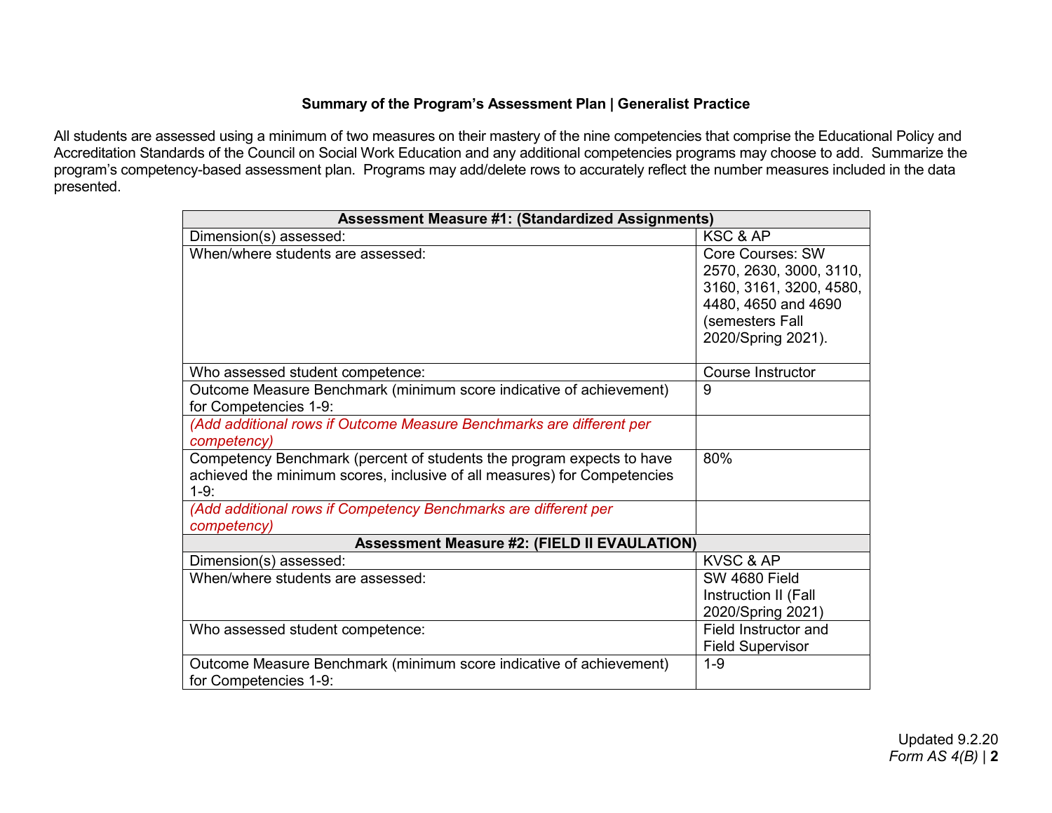**Summary of the Program's Assessment Plan | Generalist Practice**

All students are assessed using a minimum of two measures on their mastery of the nine competencies that comprise the Educational Policy and Accreditation Standards of the Council on Social Work Education and any additional competencies programs may choose to add. Summarize the program's competency-based assessment plan. Programs may add/delete rows to accurately reflect the number measures included in the data presented.

| **Assessment Measure #1: (Standardized Assignments)** | |
|---|---|
| Dimension(s) assessed: | KSC & AP |
| When/where students are assessed: | Core Courses: SW 2570, 2630, 3000, 3110, 3160, 3161, 3200, 4580, 4480, 4650 and 4690 (semesters Fall 2020/Spring 2021). |
| Who assessed student competence: | Course Instructor |
| Outcome Measure Benchmark (minimum score indicative of achievement) for Competencies 1-9: | 9 |
| *(Add additional rows if Outcome Measure Benchmarks are different per competency)* | |
| Competency Benchmark (percent of students the program expects to have achieved the minimum scores, inclusive of all measures) for Competencies 1-9: | 80% |
| *(Add additional rows if Competency Benchmarks are different per competency)* | |
| **Assessment Measure #2: (FIELD II EVAULATION)** | |
| Dimension(s) assessed: | KVSC & AP |
| When/where students are assessed: | SW 4680 Field Instruction II (Fall 2020/Spring 2021) |
| Who assessed student competence: | Field Instructor and Field Supervisor |
| Outcome Measure Benchmark (minimum score indicative of achievement) for Competencies 1-9: | 1-9 |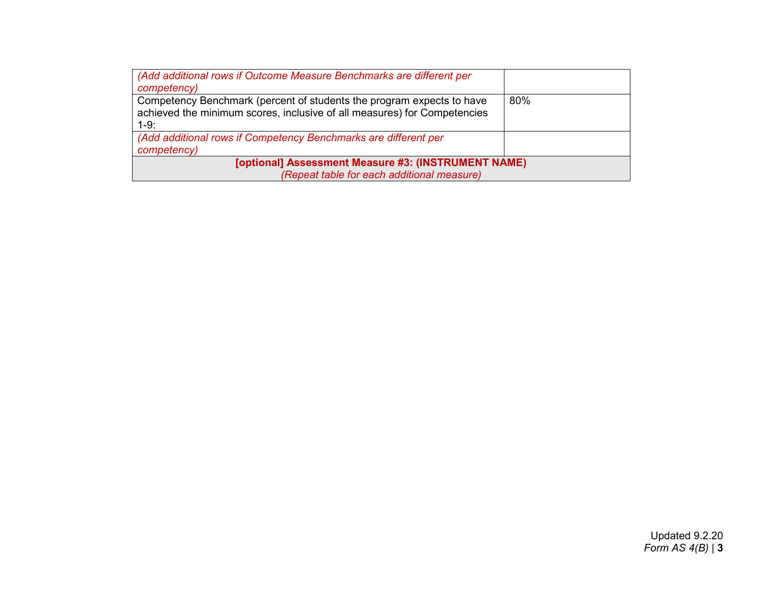| | |
|---|---|
| *(Add additional rows if Outcome Measure Benchmarks are different per competency)* | |
| Competency Benchmark (percent of students the program expects to have achieved the minimum scores, inclusive of all measures) for Competencies 1-9: | 80% |
| *(Add additional rows if Competency Benchmarks are different per competency)* | |
| **[optional] Assessment Measure #3: (INSTRUMENT NAME)** *(Repeat table for each additional measure)* | |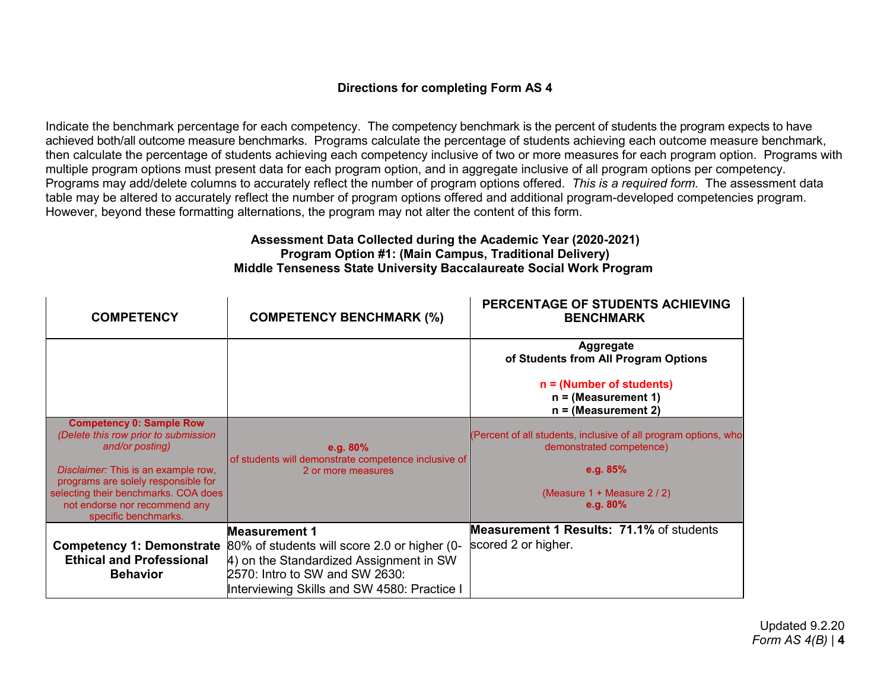**Directions for completing Form AS 4**

Indicate the benchmark percentage for each competency. The competency benchmark is the percent of students the program expects to have achieved both/all outcome measure benchmarks. Programs calculate the percentage of students achieving each outcome measure benchmark, then calculate the percentage of students achieving each competency inclusive of two or more measures for each program option. Programs with multiple program options must present data for each program option, and in aggregate inclusive of all program options per competency. Programs may add/delete columns to accurately reflect the number of program options offered. *This is a required form.* The assessment data table may be altered to accurately reflect the number of program options offered and additional program-developed competencies program. However, beyond these formatting alternations, the program may not alter the content of this form.

**Assessment Data Collected during the Academic Year (2020-2021)**
**Program Option #1: (Main Campus, Traditional Delivery)**
**Middle Tenseness State University Baccalaureate Social Work Program**

| COMPETENCY | COMPETENCY BENCHMARK (%) | PERCENTAGE OF STUDENTS ACHIEVING BENCHMARK |
|---|---|---|
| | | **Aggregate of Students from All Program Options**<br><br>**n = (Number of students)**<br>**n = (Measurement 1)**<br>**n = (Measurement 2)** |
| **Competency 0: Sample Row**<br>*(Delete this row prior to submission and/or posting)*<br><br>*Disclaimer:* This is an example row, programs are solely responsible for selecting their benchmarks. COA does not endorse nor recommend any specific benchmarks. | **e.g. 80%**<br>of students will demonstrate competence inclusive of 2 or more measures | (Percent of all students, inclusive of all program options, who demonstrated competence)<br><br>**e.g. 85%**<br><br>(Measure 1 + Measure 2 / 2)<br>**e.g. 80%** |
| **Competency 1: Demonstrate Ethical and Professional Behavior** | **Measurement 1**<br>80% of students will score 2.0 or higher (0-4) on the Standardized Assignment in SW 2570: Intro to SW and SW 2630: Interviewing Skills and SW 4580: Practice I | **Measurement 1 Results: 71.1%** of students scored 2 or higher. |

Updated 9.2.20
*Form AS 4(B)*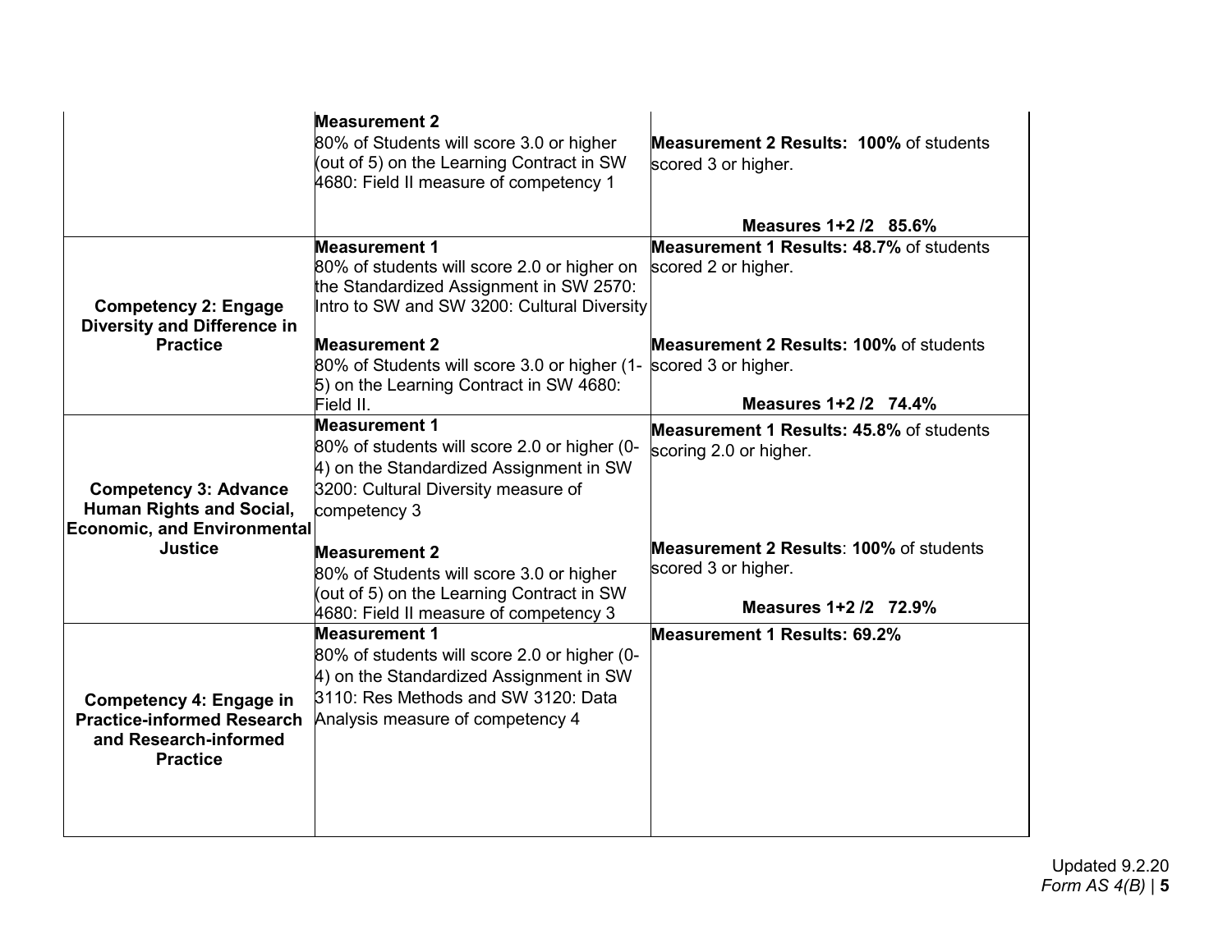| | | |
|---|---|---|
| | **Measurement 2**<br>80% of Students will score 3.0 or higher (out of 5) on the Learning Contract in SW 4680: Field II measure of competency 1 | **Measurement 2 Results: 100%** of students scored 3 or higher.<br><br>**Measures 1+2 /2 85.6%** |
| **Competency 2: Engage Diversity and Difference in Practice** | **Measurement 1**<br>80% of students will score 2.0 or higher on the Standardized Assignment in SW 2570: Intro to SW and SW 3200: Cultural Diversity<br><br>**Measurement 2**<br>80% of Students will score 3.0 or higher (1-5) on the Learning Contract in SW 4680: Field II. | **Measurement 1 Results: 48.7%** of students scored 2 or higher.<br><br>**Measurement 2 Results: 100%** of students scored 3 or higher.<br><br>**Measures 1+2 /2 74.4%** |
| **Competency 3: Advance Human Rights and Social, Economic, and Environmental Justice** | **Measurement 1**<br>80% of students will score 2.0 or higher (0-4) on the Standardized Assignment in SW 3200: Cultural Diversity measure of competency 3<br><br>**Measurement 2**<br>80% of Students will score 3.0 or higher (out of 5) on the Learning Contract in SW 4680: Field II measure of competency 3 | **Measurement 1 Results: 45.8%** of students scoring 2.0 or higher.<br><br>**Measurement 2 Results**: **100%** of students scored 3 or higher.<br><br>**Measures 1+2 /2 72.9%** |
| **Competency 4: Engage in Practice-informed Research and Research-informed Practice** | **Measurement 1**<br>80% of students will score 2.0 or higher (0-4) on the Standardized Assignment in SW 3110: Res Methods and SW 3120: Data Analysis measure of competency 4 | **Measurement 1 Results: 69.2%** |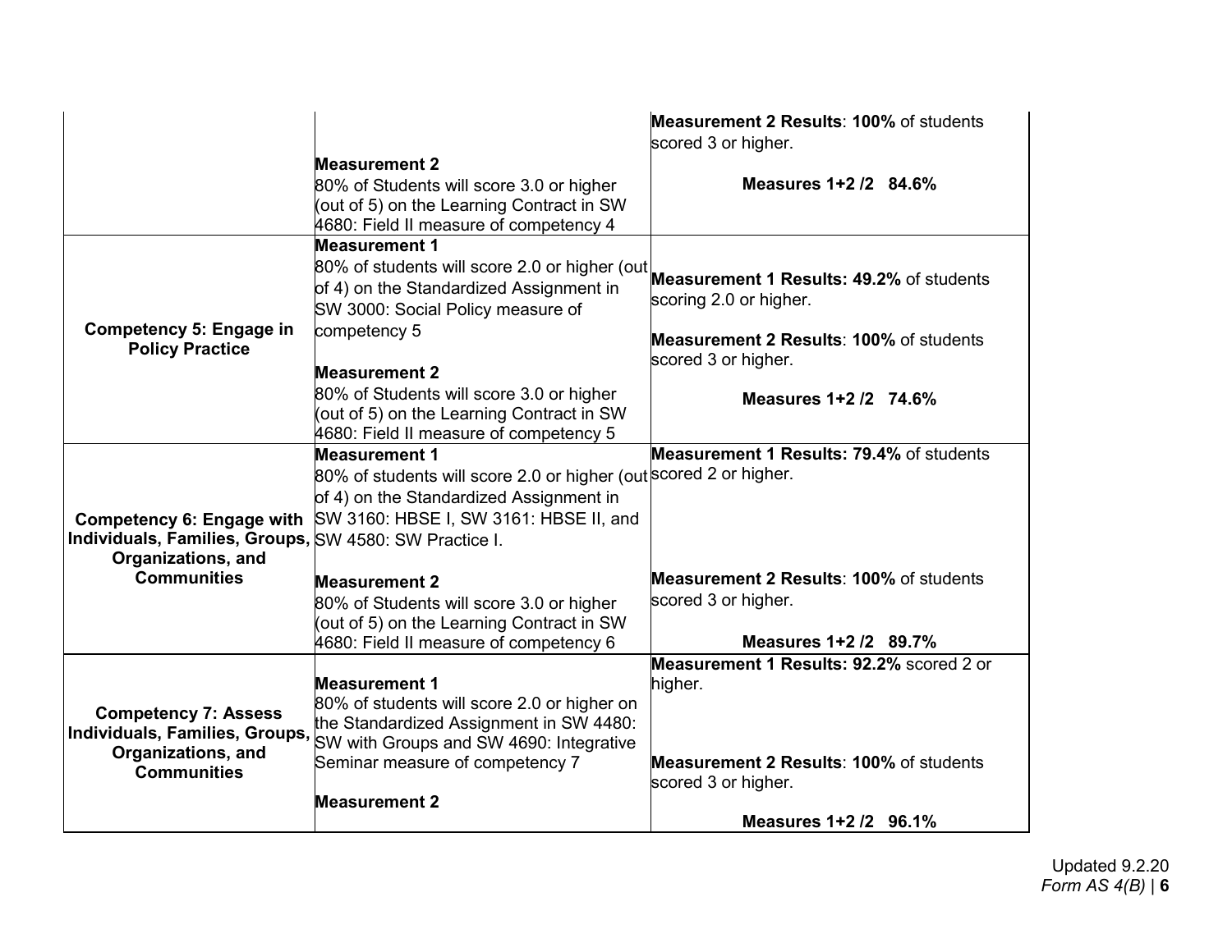| | | |
|---|---|---|
| | **Measurement 2**<br>80% of Students will score 3.0 or higher (out of 5) on the Learning Contract in SW 4680: Field II measure of competency 4 | **Measurement 2 Results**: **100%** of students scored 3 or higher.<br><br>**Measures 1+2 /2 84.6%** |
| **Competency 5: Engage in Policy Practice** | **Measurement 1**<br>80% of students will score 2.0 or higher (out of 4) on the Standardized Assignment in SW 3000: Social Policy measure of competency 5<br><br>**Measurement 2**<br>80% of Students will score 3.0 or higher (out of 5) on the Learning Contract in SW 4680: Field II measure of competency 5 | **Measurement 1 Results: 49.2%** of students scoring 2.0 or higher.<br><br>**Measurement 2 Results**: **100%** of students scored 3 or higher.<br><br>**Measures 1+2 /2 74.6%** |
| **Competency 6: Engage with Individuals, Families, Groups, Organizations, and Communities** | **Measurement 1**<br>80% of students will score 2.0 or higher (out of 4) on the Standardized Assignment in SW 3160: HBSE I, SW 3161: HBSE II, and SW 4580: SW Practice I.<br><br>**Measurement 2**<br>80% of Students will score 3.0 or higher (out of 5) on the Learning Contract in SW 4680: Field II measure of competency 6 | **Measurement 1 Results: 79.4%** of students scored 2 or higher.<br><br>**Measurement 2 Results**: **100%** of students scored 3 or higher.<br><br>**Measures 1+2 /2 89.7%** |
| **Competency 7: Assess Individuals, Families, Groups, Organizations, and Communities** | **Measurement 1**<br>80% of students will score 2.0 or higher on the Standardized Assignment in SW 4480: SW with Groups and SW 4690: Integrative Seminar measure of competency 7<br><br>**Measurement 2** | **Measurement 1 Results: 92.2%** scored 2 or higher.<br><br>**Measurement 2 Results**: **100%** of students scored 3 or higher.<br><br>**Measures 1+2 /2 96.1%** |

Updated 9.2.20
*Form AS 4(B)*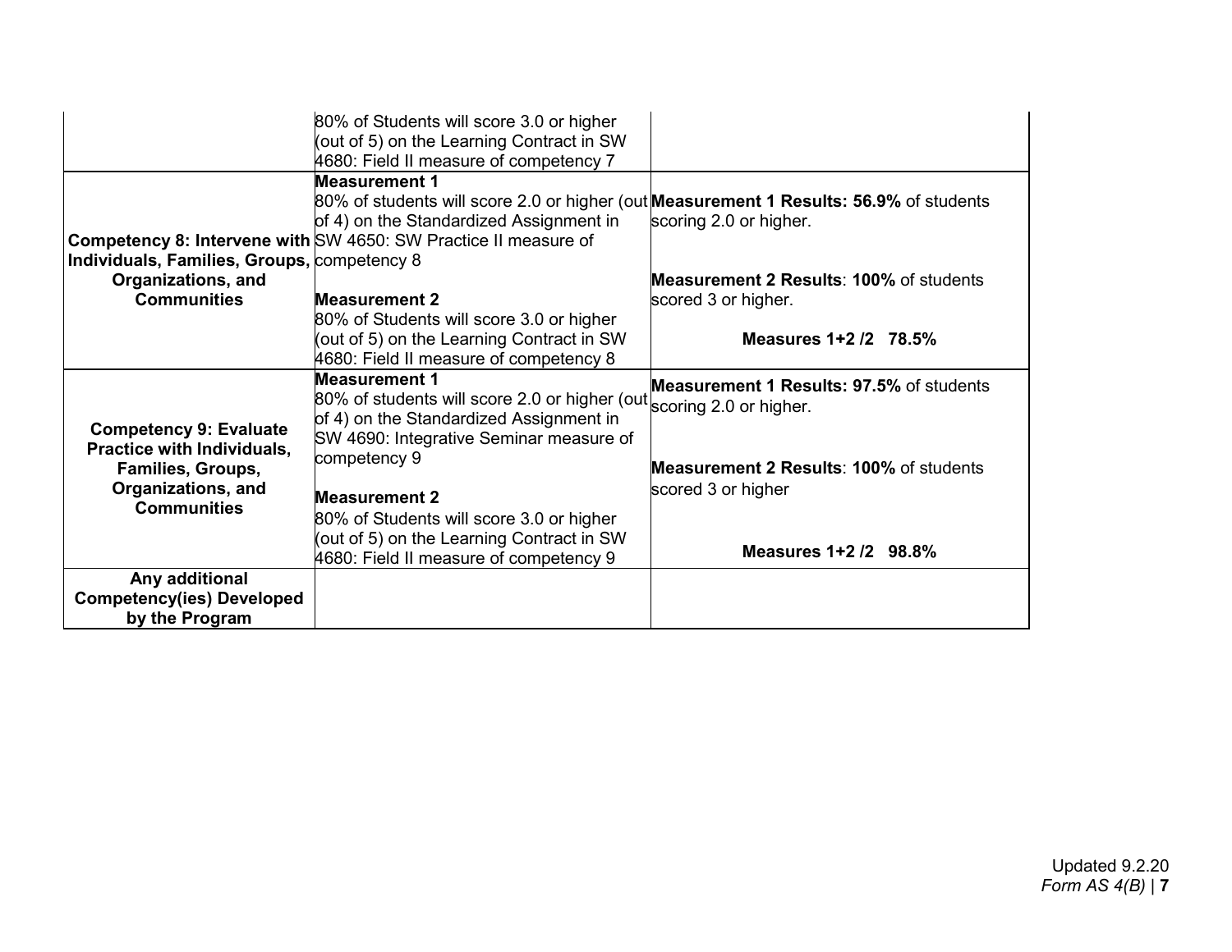| | | |
|---|---|---|
| | 80% of Students will score 3.0 or higher (out of 5) on the Learning Contract in SW 4680: Field II measure of competency 7 | |
| **Competency 8: Intervene with Individuals, Families, Groups, Organizations, and Communities** | **Measurement 1**<br>80% of students will score 2.0 or higher (out of 4) on the Standardized Assignment in SW 4650: SW Practice II measure of competency 8<br><br>**Measurement 2**<br>80% of Students will score 3.0 or higher (out of 5) on the Learning Contract in SW 4680: Field II measure of competency 8 | **Measurement 1 Results: 56.9%** of students scoring 2.0 or higher.<br><br>**Measurement 2 Results**: **100%** of students scored 3 or higher.<br><br>**Measures 1+2 /2 78.5%** |
| **Competency 9: Evaluate Practice with Individuals, Families, Groups, Organizations, and Communities** | **Measurement 1**<br>80% of students will score 2.0 or higher (out of 4) on the Standardized Assignment in SW 4690: Integrative Seminar measure of competency 9<br><br>**Measurement 2**<br>80% of Students will score 3.0 or higher (out of 5) on the Learning Contract in SW 4680: Field II measure of competency 9 | **Measurement 1 Results: 97.5%** of students scoring 2.0 or higher.<br><br>**Measurement 2 Results**: **100%** of students scored 3 or higher<br><br>**Measures 1+2 /2 98.8%** |
| **Any additional Competency(ies) Developed by the Program** | | |

Updated 9.2.20
*Form AS 4(B)*